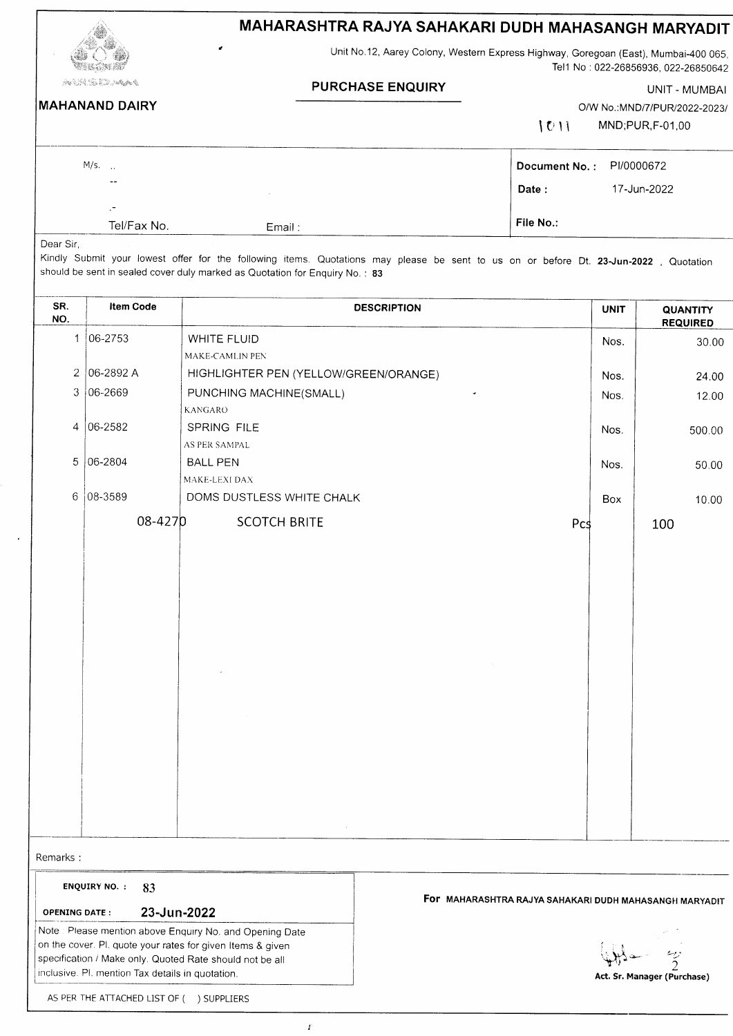# MAHARASHTRA RAJYA SAHAKARI DUDH MAHASANGH MARYADIT

Unit No.12, Aarey Colony, Western Express Highway, Goregoan (East), Mumbai-400 065,
Tel1 No : 022-26856936, 022-26850642

**MAHANAND DAIRY**

## PURCHASE ENQUIRY

UNIT - MUMBAI

O/W No.:MND/7/PUR/2022-2023/ 1011

MND;PUR,F-01,00

M/s. ..
--
.-

Tel/Fax No. Email :

**Document No. :** PI/0000672

**Date :** 17-Jun-2022

**File No.:**

Dear Sir,

Kindly Submit your lowest offer for the following items. Quotations may please be sent to us on or before Dt. **23-Jun-2022** , Quotation should be sent in sealed cover duly marked as Quotation for Enquiry No. : **83**

| SR. NO. | Item Code | DESCRIPTION | UNIT | QUANTITY REQUIRED |
|---|---|---|---|---|
| 1 | 06-2753 | WHITE FLUID<br>MAKE-CAMLIN PEN | Nos. | 30.00 |
| 2 | 06-2892 A | HIGHLIGHTER PEN (YELLOW/GREEN/ORANGE) | Nos. | 24.00 |
| 3 | 06-2669 | PUNCHING MACHINE(SMALL)<br>KANGARO | Nos. | 12.00 |
| 4 | 06-2582 | SPRING FILE<br>AS PER SAMPAL | Nos. | 500.00 |
| 5 | 06-2804 | BALL PEN<br>MAKE-LEXI DAX | Nos. | 50.00 |
| 6 | 08-3589 | DOMS DUSTLESS WHITE CHALK | Box | 10.00 |
| | 08-4270 | SCOTCH BRITE | Pcs | 100 |

Remarks :

**ENQUIRY NO. :** 83

**OPENING DATE :** **23-Jun-2022**

Note : Please mention above Enquiry No. and Opening Date on the cover. Pl. quote your rates for given Items & given specification / Make only. Quoted Rate should not be all inclusive. Pl. mention Tax details in quotation.

**For MAHARASHTRA RAJYA SAHAKARI DUDH MAHASANGH MARYADIT**

**Act. Sr. Manager (Purchase)**

AS PER THE ATTACHED LIST OF ( ) SUPPLIERS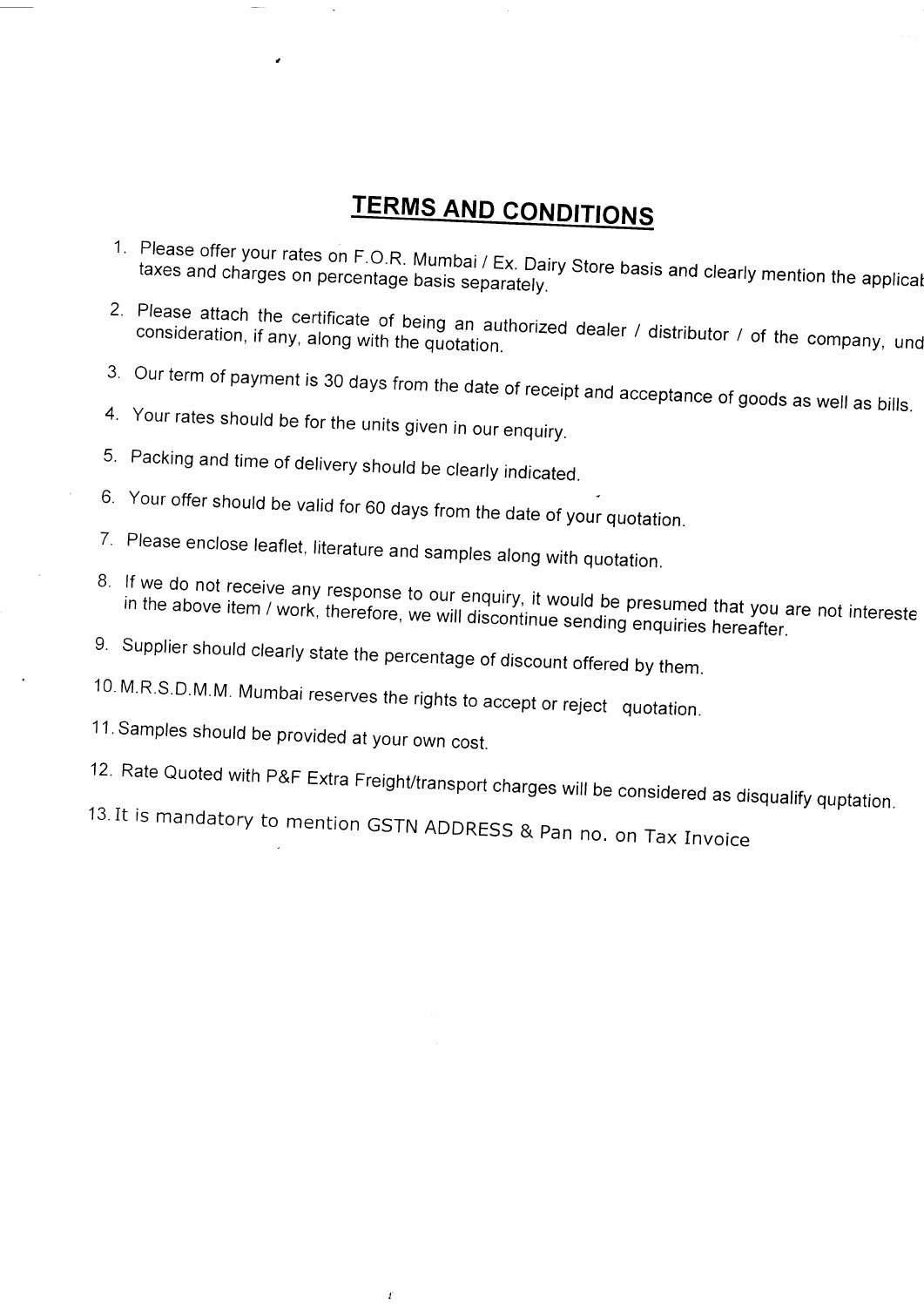# TERMS AND CONDITIONS

1. Please offer your rates on F.O.R. Mumbai / Ex. Dairy Store basis and clearly mention the applicat taxes and charges on percentage basis separately.
2. Please attach the certificate of being an authorized dealer / distributor / of the company, und consideration, if any, along with the quotation.
3. Our term of payment is 30 days from the date of receipt and acceptance of goods as well as bills.
4. Your rates should be for the units given in our enquiry.
5. Packing and time of delivery should be clearly indicated.
6. Your offer should be valid for 60 days from the date of your quotation.
7. Please enclose leaflet, literature and samples along with quotation.
8. If we do not receive any response to our enquiry, it would be presumed that you are not intereste in the above item / work, therefore, we will discontinue sending enquiries hereafter.
9. Supplier should clearly state the percentage of discount offered by them.
10. M.R.S.D.M.M. Mumbai reserves the rights to accept or reject quotation.
11. Samples should be provided at your own cost.
12. Rate Quoted with P&F Extra Freight/transport charges will be considered as disqualify quptation.
13. It is mandatory to mention GSTN ADDRESS & Pan no. on Tax Invoice